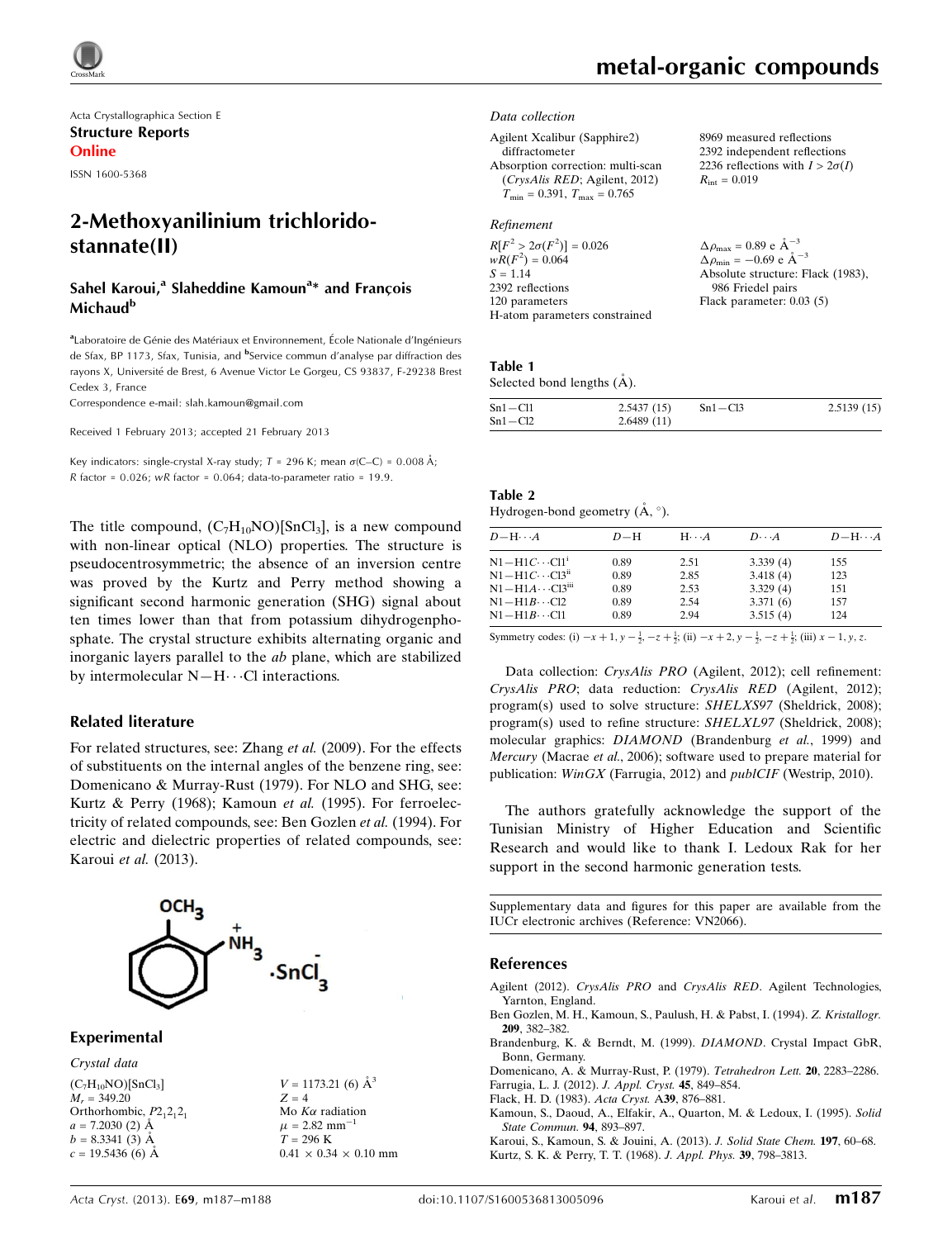Acta Crystallographica Section E

**Structure Reports**

**Online**

ISSN 1600-5368

# 2-Methoxyanilinium trichloridostannate(II)

**Sahel Karoui,[a] Slaheddine Kamoun[a]* and François Michaud[b]**

[a]Laboratoire de Génie des Matériaux et Environnement, École Nationale d'Ingénieurs de Sfax, BP 1173, Sfax, Tunisia, and [b]Service commun d'analyse par diffraction des rayons X, Université de Brest, 6 Avenue Victor Le Gorgeu, CS 93837, F-29238 Brest Cedex 3, France

Correspondence e-mail: slah.kamoun@gmail.com

Received 1 February 2013; accepted 21 February 2013

Key indicators: single-crystal X-ray study; $T$ = 296 K; mean $\sigma$(C–C) = 0.008 Å; $R$ factor = 0.026; $wR$ factor = 0.064; data-to-parameter ratio = 19.9.

The title compound, $(C_7H_{10}NO)[SnCl_3]$, is a new compound with non-linear optical (NLO) properties. The structure is pseudocentrosymmetric; the absence of an inversion centre was proved by the Kurtz and Perry method showing a significant second harmonic generation (SHG) signal about ten times lower than that from potassium dihydrogenphosphate. The crystal structure exhibits alternating organic and inorganic layers parallel to the *ab* plane, which are stabilized by intermolecular N—H···Cl interactions.

## Related literature

For related structures, see: Zhang *et al.* (2009). For the effects of substituents on the internal angles of the benzene ring, see: Domenicano & Murray-Rust (1979). For NLO and SHG, see: Kurtz & Perry (1968); Kamoun *et al.* (1995). For ferroelectricity of related compounds, see: Ben Gozlen *et al.* (1994). For electric and dielectric properties of related compounds, see: Karoui *et al.* (2013).

## Experimental

### Crystal data

$(C_7H_{10}NO)[SnCl_3]$
$M_r$ = 349.20
Orthorhombic, $P2_12_12_1$
$a$ = 7.2030 (2) Å
$b$ = 8.3341 (3) Å
$c$ = 19.5436 (6) Å
$V$ = 1173.21 (6) Å$^3$
$Z$ = 4
Mo $K\alpha$ radiation
$\mu$ = 2.82 mm$^{-1}$
$T$ = 296 K
0.41 × 0.34 × 0.10 mm

### Data collection

Agilent Xcalibur (Sapphire2) diffractometer
Absorption correction: multi-scan (*CrysAlis RED*; Agilent, 2012)
$T_{min}$ = 0.391, $T_{max}$ = 0.765
8969 measured reflections
2392 independent reflections
2236 reflections with $I > 2\sigma(I)$
$R_{int}$ = 0.019

### Refinement

$R[F^2 > 2\sigma(F^2)]$ = 0.026
$wR(F^2)$ = 0.064
$S$ = 1.14
2392 reflections
120 parameters
H-atom parameters constrained
$\Delta\rho_{max}$ = 0.89 e Å$^{-3}$
$\Delta\rho_{min}$ = −0.69 e Å$^{-3}$
Absolute structure: Flack (1983), 986 Friedel pairs
Flack parameter: 0.03 (5)

**Table 1**
Selected bond lengths (Å).

| | | | |
|---|---|---|---|
| Sn1—Cl1 | 2.5437 (15) | Sn1—Cl3 | 2.5139 (15) |
| Sn1—Cl2 | 2.6489 (11) | | |

**Table 2**
Hydrogen-bond geometry (Å, °).

| $D$—H···$A$ | $D$—H | H···$A$ | $D$···$A$ | $D$—H···$A$ |
|---|---|---|---|---|
| N1—H1*C*···Cl1[i] | 0.89 | 2.51 | 3.339 (4) | 155 |
| N1—H1*C*···Cl3[ii] | 0.89 | 2.85 | 3.418 (4) | 123 |
| N1—H1*A*···Cl3[iii] | 0.89 | 2.53 | 3.329 (4) | 151 |
| N1—H1*B*···Cl2 | 0.89 | 2.54 | 3.371 (6) | 157 |
| N1—H1*B*···Cl1 | 0.89 | 2.94 | 3.515 (4) | 124 |

Symmetry codes: (i) $-x+1, y-\frac{1}{2}, -z+\frac{1}{2}$; (ii) $-x+2, y-\frac{1}{2}, -z+\frac{1}{2}$; (iii) $x-1, y, z$.

Data collection: *CrysAlis PRO* (Agilent, 2012); cell refinement: *CrysAlis PRO*; data reduction: *CrysAlis RED* (Agilent, 2012); program(s) used to solve structure: *SHELXS97* (Sheldrick, 2008); program(s) used to refine structure: *SHELXL97* (Sheldrick, 2008); molecular graphics: *DIAMOND* (Brandenburg *et al.*, 1999) and *Mercury* (Macrae *et al.*, 2006); software used to prepare material for publication: *WinGX* (Farrugia, 2012) and *publCIF* (Westrip, 2010).

The authors gratefully acknowledge the support of the Tunisian Ministry of Higher Education and Scientific Research and would like to thank I. Ledoux Rak for her support in the second harmonic generation tests.

Supplementary data and figures for this paper are available from the IUCr electronic archives (Reference: VN2066).

## References

Agilent (2012). *CrysAlis PRO* and *CrysAlis RED*. Agilent Technologies, Yarnton, England.
Ben Gozlen, M. H., Kamoun, S., Paulush, H. & Pabst, I. (1994). *Z. Kristallogr.* **209**, 382–382.
Brandenburg, K. & Berndt, M. (1999). *DIAMOND*. Crystal Impact GbR, Bonn, Germany.
Domenicano, A. & Murray-Rust, P. (1979). *Tetrahedron Lett.* **20**, 2283–2286.
Farrugia, L. J. (2012). *J. Appl. Cryst.* **45**, 849–854.
Flack, H. D. (1983). *Acta Cryst.* A**39**, 876–881.
Kamoun, S., Daoud, A., Elfakir, A., Quarton, M. & Ledoux, I. (1995). *Solid State Commun.* **94**, 893–897.
Karoui, S., Kamoun, S. & Jouini, A. (2013). *J. Solid State Chem.* **197**, 60–68.
Kurtz, S. K. & Perry, T. T. (1968). *J. Appl. Phys.* **39**, 798–3813.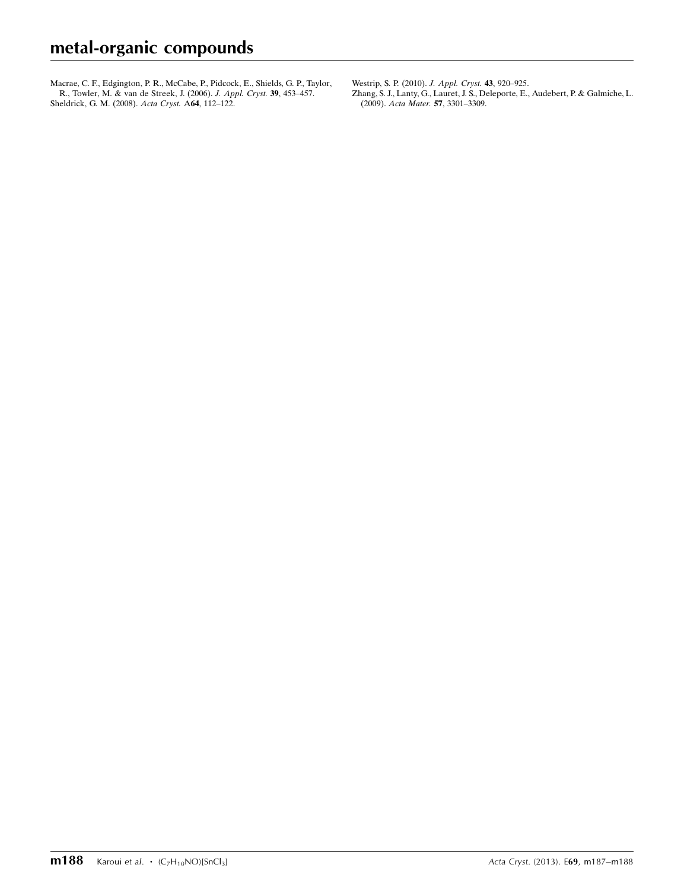Macrae, C. F., Edgington, P. R., McCabe, P., Pidcock, E., Shields, G. P., Taylor, R., Towler, M. & van de Streek, J. (2006). *J. Appl. Cryst.* **39**, 453–457.

Sheldrick, G. M. (2008). *Acta Cryst.* A**64**, 112–122.

Westrip, S. P. (2010). *J. Appl. Cryst.* **43**, 920–925.

Zhang, S. J., Lanty, G., Lauret, J. S., Deleporte, E., Audebert, P. & Galmiche, L. (2009). *Acta Mater.* **57**, 3301–3309.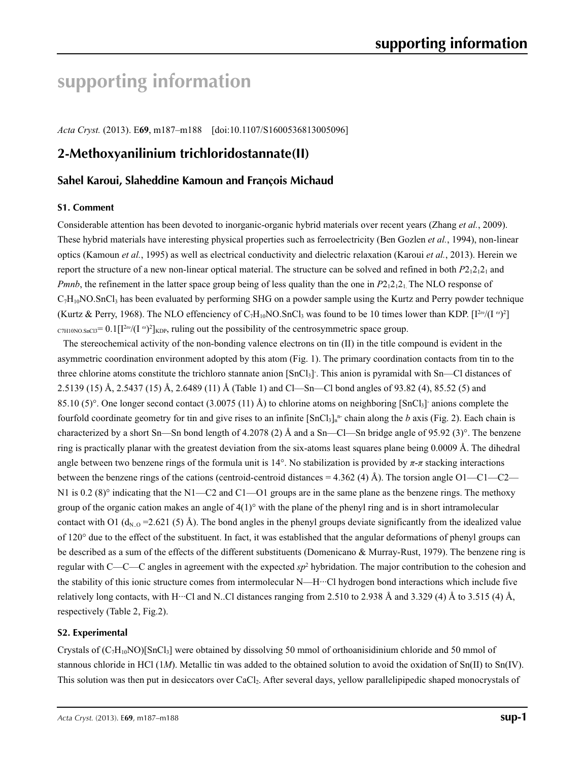# supporting information

*Acta Cryst.* (2013). E**69**, m187–m188    [doi:10.1107/S1600536813005096]

## 2-Methoxyanilinium trichloridostannate(II)

### Sahel Karoui, Slaheddine Kamoun and François Michaud

#### S1. Comment

Considerable attention has been devoted to inorganic-organic hybrid materials over recent years (Zhang *et al.*, 2009). These hybrid materials have interesting physical properties such as ferroelectricity (Ben Gozlen *et al.*, 1994), non-linear optics (Kamoun *et al.*, 1995) as well as electrical conductivity and dielectric relaxation (Karoui *et al.*, 2013). Herein we report the structure of a new non-linear optical material. The structure can be solved and refined in both $P2_12_12_1$ and *Pmnb*, the refinement in the latter space group being of less quality than the one in $P2_12_12_1$. The NLO response of $C_7H_{10}NO.SnCl_3$ has been evaluated by performing SHG on a powder sample using the Kurtz and Perry powder technique (Kurtz & Perry, 1968). The NLO effenciency of $C_7H_{10}NO.SnCl_3$ was found to be 10 times lower than KDP. $[I^{2\omega}/(I^{\omega})^2]_{C7H10NO.SnCl3} = 0.1[I^{2\omega}/(I^{\omega})^2]_{KDP}$, ruling out the possibility of the centrosymmetric space group.

The stereochemical activity of the non-bonding valence electrons on tin (II) in the title compound is evident in the asymmetric coordination environment adopted by this atom (Fig. 1). The primary coordination contacts from tin to the three chlorine atoms constitute the trichloro stannate anion $[SnCl_3]^-$. This anion is pyramidal with Sn—Cl distances of 2.5139 (15) Å, 2.5437 (15) Å, 2.6489 (11) Å (Table 1) and Cl—Sn—Cl bond angles of 93.82 (4), 85.52 (5) and 85.10 (5)°. One longer second contact (3.0075 (11) Å) to chlorine atoms on neighboring $[SnCl_3]^-$ anions complete the fourfold coordinate geometry for tin and give rises to an infinite $[SnCl_3]_n^{n-}$ chain along the *b* axis (Fig. 2). Each chain is characterized by a short Sn—Sn bond length of 4.2078 (2) Å and a Sn—Cl—Sn bridge angle of 95.92 (3)°. The benzene ring is practically planar with the greatest deviation from the six-atoms least squares plane being 0.0009 Å. The dihedral angle between two benzene rings of the formula unit is 14°. No stabilization is provided by *π*-*π* stacking interactions between the benzene rings of the cations (centroid-centroid distances = 4.362 (4) Å). The torsion angle O1—C1—C2—N1 is 0.2 (8)° indicating that the N1—C2 and C1—O1 groups are in the same plane as the benzene rings. The methoxy group of the organic cation makes an angle of 4(1)° with the plane of the phenyl ring and is in short intramolecular contact with O1 ($d_{N..O}$ =2.621 (5) Å). The bond angles in the phenyl groups deviate significantly from the idealized value of 120° due to the effect of the substituent. In fact, it was established that the angular deformations of phenyl groups can be described as a sum of the effects of the different substituents (Domenicano & Murray-Rust, 1979). The benzene ring is regular with C—C—C angles in agreement with the expected $sp^2$ hybridation. The major contribution to the cohesion and the stability of this ionic structure comes from intermolecular N—H···Cl hydrogen bond interactions which include five relatively long contacts, with H···Cl and N..Cl distances ranging from 2.510 to 2.938 Å and 3.329 (4) Å to 3.515 (4) Å, respectively (Table 2, Fig.2).

#### S2. Experimental

Crystals of $(C_7H_{10}NO)[SnCl_3]$ were obtained by dissolving 50 mmol of orthoanisidinium chloride and 50 mmol of stannous chloride in HCl (1*M*). Metallic tin was added to the obtained solution to avoid the oxidation of Sn(II) to Sn(IV). This solution was then put in desiccators over $CaCl_2$. After several days, yellow parallelipipedic shaped monocrystals of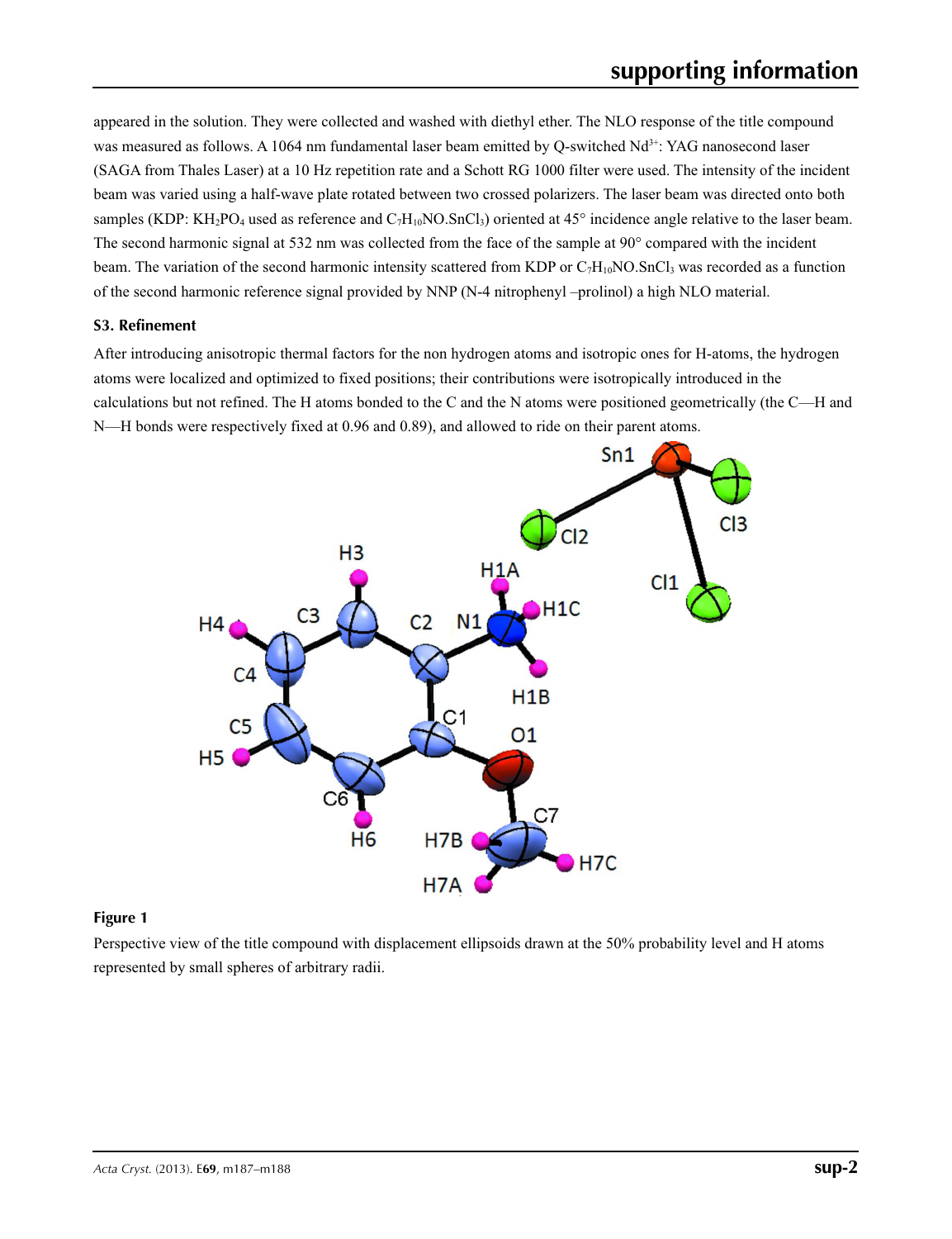appeared in the solution. They were collected and washed with diethyl ether. The NLO response of the title compound was measured as follows. A 1064 nm fundamental laser beam emitted by Q-switched $Nd^{3+}$: YAG nanosecond laser (SAGA from Thales Laser) at a 10 Hz repetition rate and a Schott RG 1000 filter were used. The intensity of the incident beam was varied using a half-wave plate rotated between two crossed polarizers. The laser beam was directed onto both samples (KDP: $KH_2PO_4$ used as reference and $C_7H_{10}NO.SnCl_3$) oriented at 45° incidence angle relative to the laser beam. The second harmonic signal at 532 nm was collected from the face of the sample at 90° compared with the incident beam. The variation of the second harmonic intensity scattered from KDP or $C_7H_{10}NO.SnCl_3$ was recorded as a function of the second harmonic reference signal provided by NNP (N-4 nitrophenyl –prolinol) a high NLO material.

### S3. Refinement

After introducing anisotropic thermal factors for the non hydrogen atoms and isotropic ones for H-atoms, the hydrogen atoms were localized and optimized to fixed positions; their contributions were isotropically introduced in the calculations but not refined. The H atoms bonded to the C and the N atoms were positioned geometrically (the C—H and N—H bonds were respectively fixed at 0.96 and 0.89), and allowed to ride on their parent atoms.

**Figure 1**

Perspective view of the title compound with displacement ellipsoids drawn at the 50% probability level and H atoms represented by small spheres of arbitrary radii.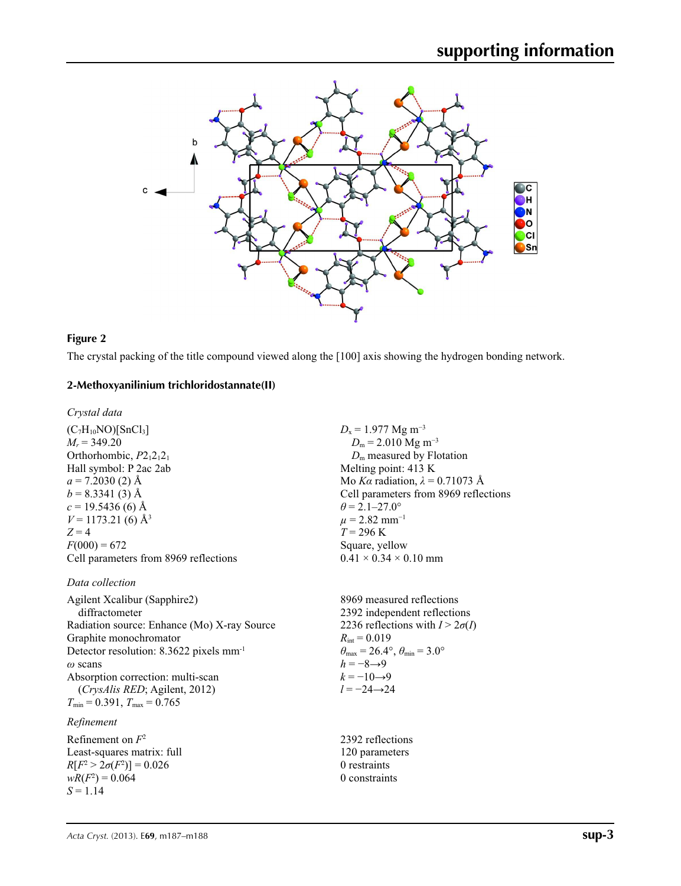**Figure 2**

The crystal packing of the title compound viewed along the [100] axis showing the hydrogen bonding network.

## 2-Methoxyanilinium trichloridostannate(II)

### *Crystal data*

$(C_7H_{10}NO)[SnCl_3]$
$M_r = 349.20$
Orthorhombic, $P2_12_12_1$
Hall symbol: P 2ac 2ab
$a = 7.2030$ (2) Å
$b = 8.3341$ (3) Å
$c = 19.5436$ (6) Å
$V = 1173.21$ (6) Å$^3$
$Z = 4$
$F(000) = 672$
Cell parameters from 8969 reflections
$D_x = 1.977$ Mg m$^{-3}$
$D_m = 2.010$ Mg m$^{-3}$
$D_m$ measured by Flotation
Melting point: 413 K
Mo $K\alpha$ radiation, $\lambda = 0.71073$ Å
Cell parameters from 8969 reflections
$\theta = 2.1$–$27.0°$
$\mu = 2.82$ mm$^{-1}$
$T = 296$ K
Square, yellow
0.41 × 0.34 × 0.10 mm

### *Data collection*

Agilent Xcalibur (Sapphire2) diffractometer
Radiation source: Enhance (Mo) X-ray Source
Graphite monochromator
Detector resolution: 8.3622 pixels mm$^{-1}$
$\omega$ scans
Absorption correction: multi-scan (*CrysAlis RED*; Agilent, 2012)
$T_{min} = 0.391$, $T_{max} = 0.765$
8969 measured reflections
2392 independent reflections
2236 reflections with $I > 2\sigma(I)$
$R_{int} = 0.019$
$\theta_{max} = 26.4°$, $\theta_{min} = 3.0°$
$h = -8 \rightarrow 9$
$k = -10 \rightarrow 9$
$l = -24 \rightarrow 24$

### *Refinement*

Refinement on $F^2$
Least-squares matrix: full
$R[F^2 > 2\sigma(F^2)] = 0.026$
$wR(F^2) = 0.064$
$S = 1.14$
2392 reflections
120 parameters
0 restraints
0 constraints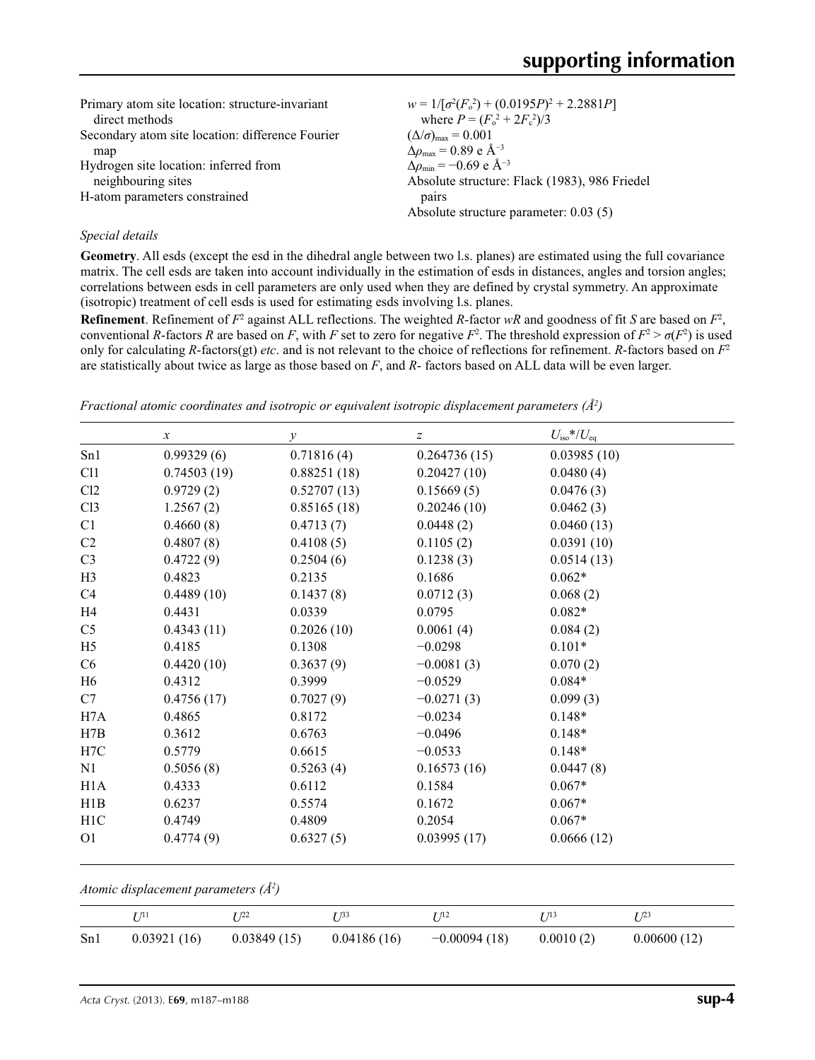Primary atom site location: structure-invariant direct methods
Secondary atom site location: difference Fourier map
Hydrogen site location: inferred from neighbouring sites
H-atom parameters constrained

$w = 1/[\sigma^2(F_o^2) + (0.0195P)^2 + 2.2881P]$ where $P = (F_o^2 + 2F_c^2)/3$
$(\Delta/\sigma)_{max} = 0.001$
$\Delta\rho_{max} = 0.89$ e Å$^{-3}$
$\Delta\rho_{min} = -0.69$ e Å$^{-3}$
Absolute structure: Flack (1983), 986 Friedel pairs
Absolute structure parameter: 0.03 (5)

*Special details*

**Geometry**. All esds (except the esd in the dihedral angle between two l.s. planes) are estimated using the full covariance matrix. The cell esds are taken into account individually in the estimation of esds in distances, angles and torsion angles; correlations between esds in cell parameters are only used when they are defined by crystal symmetry. An approximate (isotropic) treatment of cell esds is used for estimating esds involving l.s. planes.

**Refinement**. Refinement of $F^2$ against ALL reflections. The weighted $R$-factor $wR$ and goodness of fit $S$ are based on $F^2$, conventional $R$-factors $R$ are based on $F$, with $F$ set to zero for negative $F^2$. The threshold expression of $F^2 > \sigma(F^2)$ is used only for calculating $R$-factors(gt) *etc*. and is not relevant to the choice of reflections for refinement. $R$-factors based on $F^2$ are statistically about twice as large as those based on $F$, and $R$- factors based on ALL data will be even larger.

*Fractional atomic coordinates and isotropic or equivalent isotropic displacement parameters (Å$^2$)*

| | $x$ | $y$ | $z$ | $U_{iso}$\*/$U_{eq}$ |
|---|---|---|---|---|
| Sn1 | 0.99329 (6) | 0.71816 (4) | 0.264736 (15) | 0.03985 (10) |
| Cl1 | 0.74503 (19) | 0.88251 (18) | 0.20427 (10) | 0.0480 (4) |
| Cl2 | 0.9729 (2) | 0.52707 (13) | 0.15669 (5) | 0.0476 (3) |
| Cl3 | 1.2567 (2) | 0.85165 (18) | 0.20246 (10) | 0.0462 (3) |
| C1 | 0.4660 (8) | 0.4713 (7) | 0.0448 (2) | 0.0460 (13) |
| C2 | 0.4807 (8) | 0.4108 (5) | 0.1105 (2) | 0.0391 (10) |
| C3 | 0.4722 (9) | 0.2504 (6) | 0.1238 (3) | 0.0514 (13) |
| H3 | 0.4823 | 0.2135 | 0.1686 | 0.062* |
| C4 | 0.4489 (10) | 0.1437 (8) | 0.0712 (3) | 0.068 (2) |
| H4 | 0.4431 | 0.0339 | 0.0795 | 0.082* |
| C5 | 0.4343 (11) | 0.2026 (10) | 0.0061 (4) | 0.084 (2) |
| H5 | 0.4185 | 0.1308 | −0.0298 | 0.101* |
| C6 | 0.4420 (10) | 0.3637 (9) | −0.0081 (3) | 0.070 (2) |
| H6 | 0.4312 | 0.3999 | −0.0529 | 0.084* |
| C7 | 0.4756 (17) | 0.7027 (9) | −0.0271 (3) | 0.099 (3) |
| H7A | 0.4865 | 0.8172 | −0.0234 | 0.148* |
| H7B | 0.3612 | 0.6763 | −0.0496 | 0.148* |
| H7C | 0.5779 | 0.6615 | −0.0533 | 0.148* |
| N1 | 0.5056 (8) | 0.5263 (4) | 0.16573 (16) | 0.0447 (8) |
| H1A | 0.4333 | 0.6112 | 0.1584 | 0.067* |
| H1B | 0.6237 | 0.5574 | 0.1672 | 0.067* |
| H1C | 0.4749 | 0.4809 | 0.2054 | 0.067* |
| O1 | 0.4774 (9) | 0.6327 (5) | 0.03995 (17) | 0.0666 (12) |

*Atomic displacement parameters (Å$^2$)*

| | $U^{11}$ | $U^{22}$ | $U^{33}$ | $U^{12}$ | $U^{13}$ | $U^{23}$ |
|---|---|---|---|---|---|---|
| Sn1 | 0.03921 (16) | 0.03849 (15) | 0.04186 (16) | −0.00094 (18) | 0.0010 (2) | 0.00600 (12) |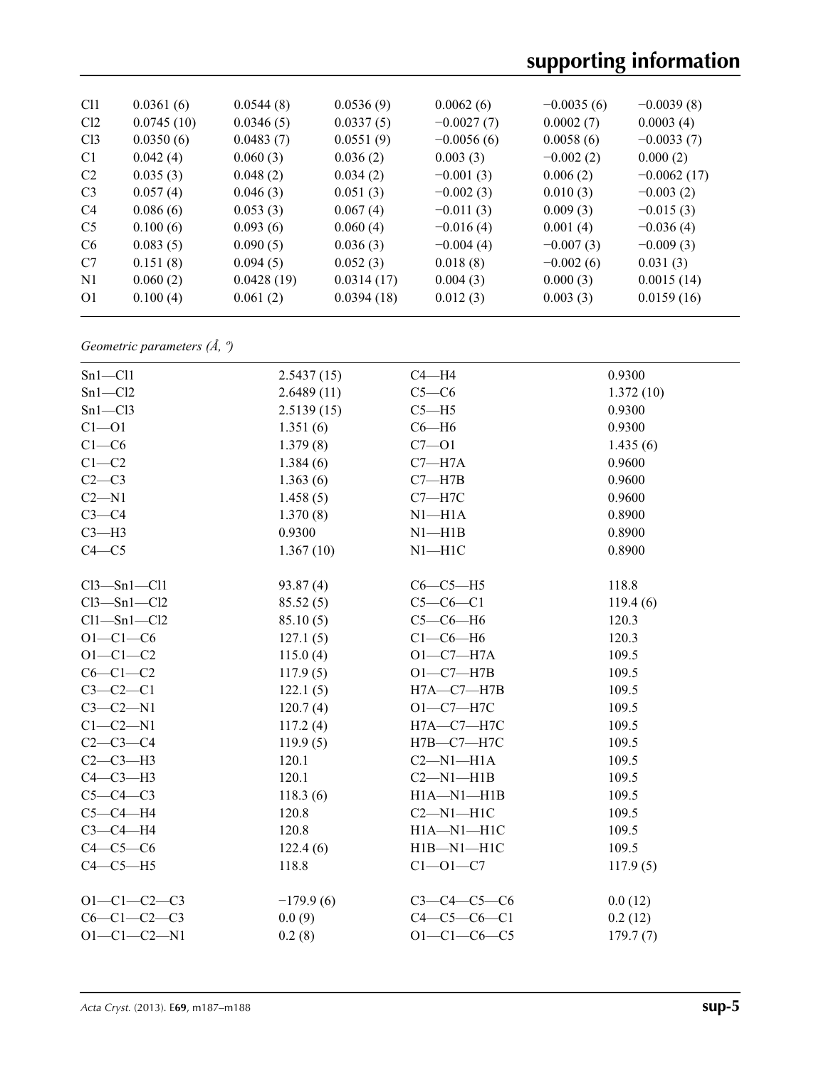| | | | | | | |
|---|---|---|---|---|---|---|
| Cl1 | 0.0361 (6) | 0.0544 (8) | 0.0536 (9) | 0.0062 (6) | −0.0035 (6) | −0.0039 (8) |
| Cl2 | 0.0745 (10) | 0.0346 (5) | 0.0337 (5) | −0.0027 (7) | 0.0002 (7) | 0.0003 (4) |
| Cl3 | 0.0350 (6) | 0.0483 (7) | 0.0551 (9) | −0.0056 (6) | 0.0058 (6) | −0.0033 (7) |
| C1 | 0.042 (4) | 0.060 (3) | 0.036 (2) | 0.003 (3) | −0.002 (2) | 0.000 (2) |
| C2 | 0.035 (3) | 0.048 (2) | 0.034 (2) | −0.001 (3) | 0.006 (2) | −0.0062 (17) |
| C3 | 0.057 (4) | 0.046 (3) | 0.051 (3) | −0.002 (3) | 0.010 (3) | −0.003 (2) |
| C4 | 0.086 (6) | 0.053 (3) | 0.067 (4) | −0.011 (3) | 0.009 (3) | −0.015 (3) |
| C5 | 0.100 (6) | 0.093 (6) | 0.060 (4) | −0.016 (4) | 0.001 (4) | −0.036 (4) |
| C6 | 0.083 (5) | 0.090 (5) | 0.036 (3) | −0.004 (4) | −0.007 (3) | −0.009 (3) |
| C7 | 0.151 (8) | 0.094 (5) | 0.052 (3) | 0.018 (8) | −0.002 (6) | 0.031 (3) |
| N1 | 0.060 (2) | 0.0428 (19) | 0.0314 (17) | 0.004 (3) | 0.000 (3) | 0.0015 (14) |
| O1 | 0.100 (4) | 0.061 (2) | 0.0394 (18) | 0.012 (3) | 0.003 (3) | 0.0159 (16) |

*Geometric parameters (Å, º)*

| | | | |
|---|---|---|---|
| Sn1—Cl1 | 2.5437 (15) | C4—H4 | 0.9300 |
| Sn1—Cl2 | 2.6489 (11) | C5—C6 | 1.372 (10) |
| Sn1—Cl3 | 2.5139 (15) | C5—H5 | 0.9300 |
| C1—O1 | 1.351 (6) | C6—H6 | 0.9300 |
| C1—C6 | 1.379 (8) | C7—O1 | 1.435 (6) |
| C1—C2 | 1.384 (6) | C7—H7A | 0.9600 |
| C2—C3 | 1.363 (6) | C7—H7B | 0.9600 |
| C2—N1 | 1.458 (5) | C7—H7C | 0.9600 |
| C3—C4 | 1.370 (8) | N1—H1A | 0.8900 |
| C3—H3 | 0.9300 | N1—H1B | 0.8900 |
| C4—C5 | 1.367 (10) | N1—H1C | 0.8900 |
| | | | |
| Cl3—Sn1—Cl1 | 93.87 (4) | C6—C5—H5 | 118.8 |
| Cl3—Sn1—Cl2 | 85.52 (5) | C5—C6—C1 | 119.4 (6) |
| Cl1—Sn1—Cl2 | 85.10 (5) | C5—C6—H6 | 120.3 |
| O1—C1—C6 | 127.1 (5) | C1—C6—H6 | 120.3 |
| O1—C1—C2 | 115.0 (4) | O1—C7—H7A | 109.5 |
| C6—C1—C2 | 117.9 (5) | O1—C7—H7B | 109.5 |
| C3—C2—C1 | 122.1 (5) | H7A—C7—H7B | 109.5 |
| C3—C2—N1 | 120.7 (4) | O1—C7—H7C | 109.5 |
| C1—C2—N1 | 117.2 (4) | H7A—C7—H7C | 109.5 |
| C2—C3—C4 | 119.9 (5) | H7B—C7—H7C | 109.5 |
| C2—C3—H3 | 120.1 | C2—N1—H1A | 109.5 |
| C4—C3—H3 | 120.1 | C2—N1—H1B | 109.5 |
| C5—C4—C3 | 118.3 (6) | H1A—N1—H1B | 109.5 |
| C5—C4—H4 | 120.8 | C2—N1—H1C | 109.5 |
| C3—C4—H4 | 120.8 | H1A—N1—H1C | 109.5 |
| C4—C5—C6 | 122.4 (6) | H1B—N1—H1C | 109.5 |
| C4—C5—H5 | 118.8 | C1—O1—C7 | 117.9 (5) |
| | | | |
| O1—C1—C2—C3 | −179.9 (6) | C3—C4—C5—C6 | 0.0 (12) |
| C6—C1—C2—C3 | 0.0 (9) | C4—C5—C6—C1 | 0.2 (12) |
| O1—C1—C2—N1 | 0.2 (8) | O1—C1—C6—C5 | 179.7 (7) |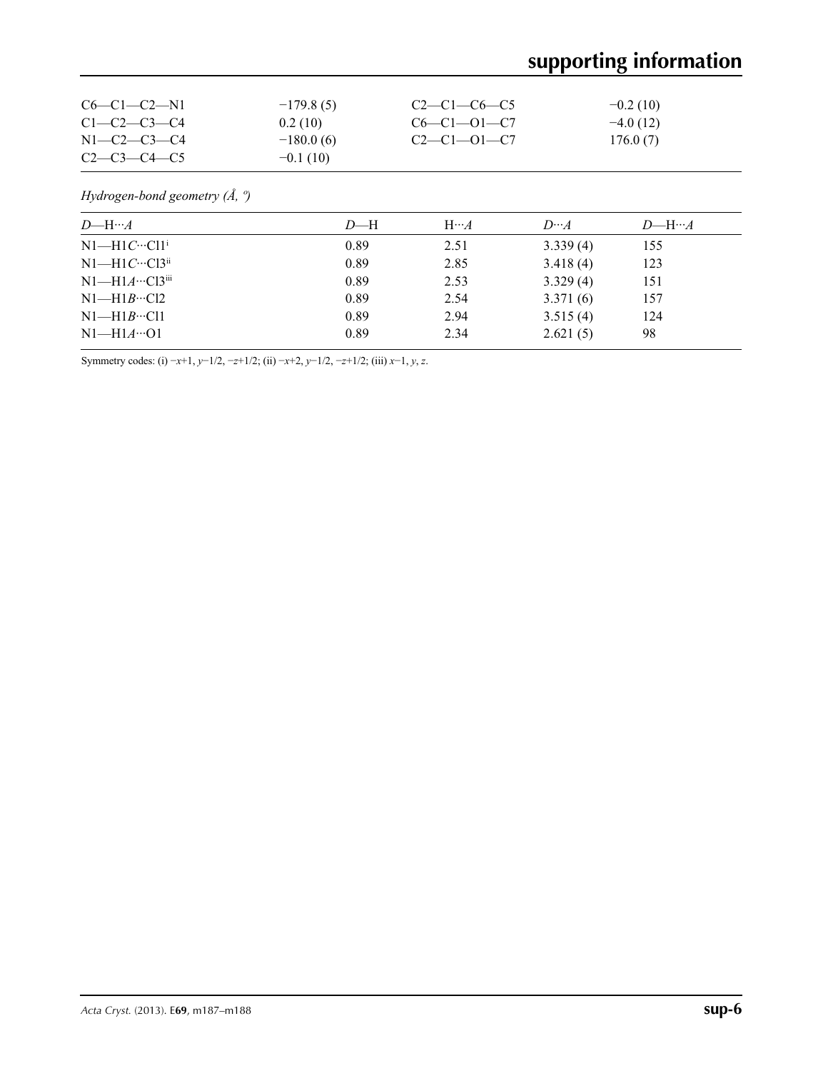| | | | |
|---|---|---|---|
| C6—C1—C2—N1 | −179.8 (5) | C2—C1—C6—C5 | −0.2 (10) |
| C1—C2—C3—C4 | 0.2 (10) | C6—C1—O1—C7 | −4.0 (12) |
| N1—C2—C3—C4 | −180.0 (6) | C2—C1—O1—C7 | 176.0 (7) |
| C2—C3—C4—C5 | −0.1 (10) | | |

*Hydrogen-bond geometry (Å, º)*

| *D*—H···*A* | *D*—H | H···*A* | *D*···*A* | *D*—H···*A* |
|---|---|---|---|---|
| N1—H1*C*···Cl1[i] | 0.89 | 2.51 | 3.339 (4) | 155 |
| N1—H1*C*···Cl3[ii] | 0.89 | 2.85 | 3.418 (4) | 123 |
| N1—H1*A*···Cl3[iii] | 0.89 | 2.53 | 3.329 (4) | 151 |
| N1—H1*B*···Cl2 | 0.89 | 2.54 | 3.371 (6) | 157 |
| N1—H1*B*···Cl1 | 0.89 | 2.94 | 3.515 (4) | 124 |
| N1—H1*A*···O1 | 0.89 | 2.34 | 2.621 (5) | 98 |

Symmetry codes: (i) −*x*+1, *y*−1/2, −*z*+1/2; (ii) −*x*+2, *y*−1/2, −*z*+1/2; (iii) *x*−1, *y*, *z*.